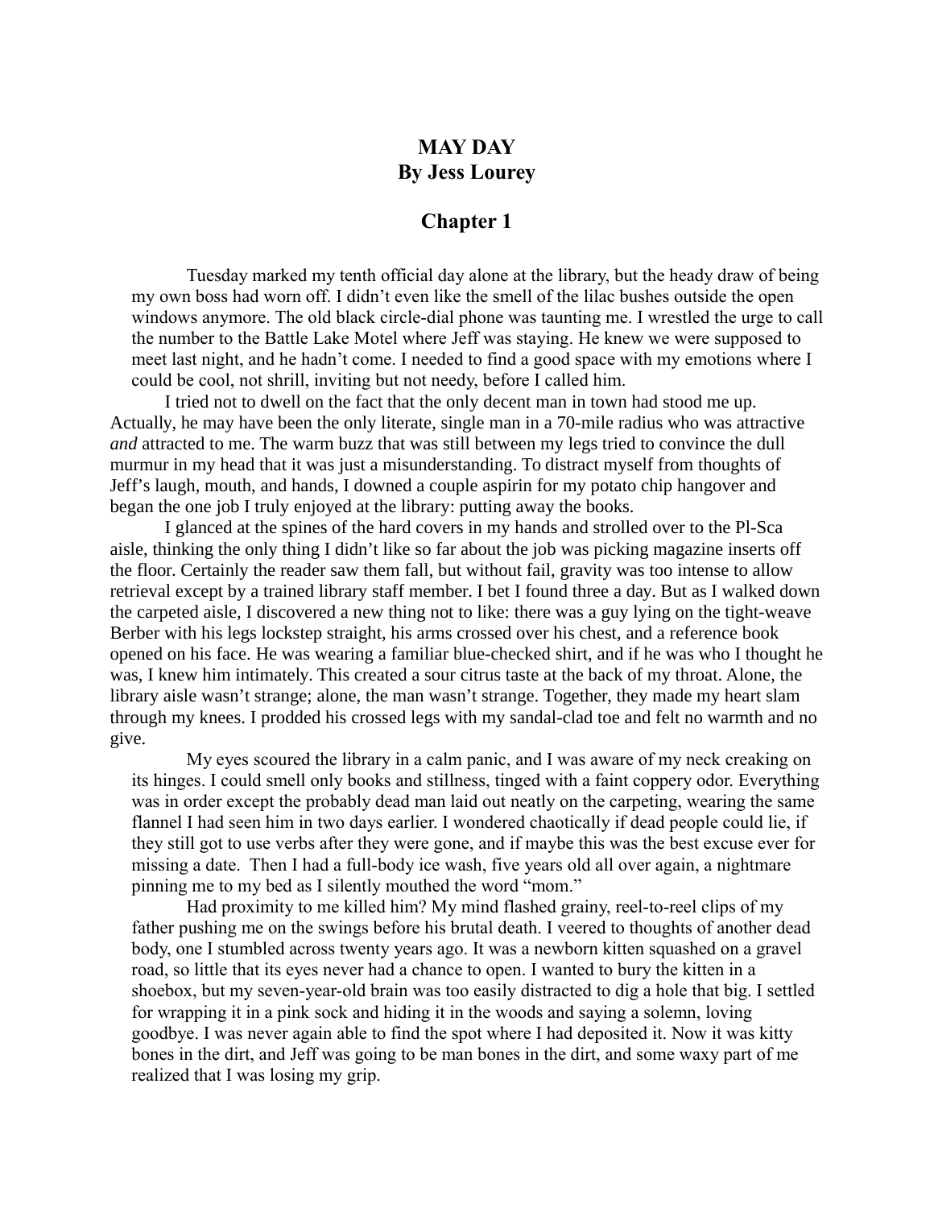# MAY DAY
## By Jess Lourey

## Chapter 1

Tuesday marked my tenth official day alone at the library, but the heady draw of being my own boss had worn off. I didn't even like the smell of the lilac bushes outside the open windows anymore. The old black circle-dial phone was taunting me. I wrestled the urge to call the number to the Battle Lake Motel where Jeff was staying. He knew we were supposed to meet last night, and he hadn't come. I needed to find a good space with my emotions where I could be cool, not shrill, inviting but not needy, before I called him.

I tried not to dwell on the fact that the only decent man in town had stood me up. Actually, he may have been the only literate, single man in a 70-mile radius who was attractive *and* attracted to me. The warm buzz that was still between my legs tried to convince the dull murmur in my head that it was just a misunderstanding. To distract myself from thoughts of Jeff's laugh, mouth, and hands, I downed a couple aspirin for my potato chip hangover and began the one job I truly enjoyed at the library: putting away the books.

I glanced at the spines of the hard covers in my hands and strolled over to the Pl-Sca aisle, thinking the only thing I didn't like so far about the job was picking magazine inserts off the floor. Certainly the reader saw them fall, but without fail, gravity was too intense to allow retrieval except by a trained library staff member. I bet I found three a day. But as I walked down the carpeted aisle, I discovered a new thing not to like: there was a guy lying on the tight-weave Berber with his legs lockstep straight, his arms crossed over his chest, and a reference book opened on his face. He was wearing a familiar blue-checked shirt, and if he was who I thought he was, I knew him intimately. This created a sour citrus taste at the back of my throat. Alone, the library aisle wasn't strange; alone, the man wasn't strange. Together, they made my heart slam through my knees. I prodded his crossed legs with my sandal-clad toe and felt no warmth and no give.

My eyes scoured the library in a calm panic, and I was aware of my neck creaking on its hinges. I could smell only books and stillness, tinged with a faint coppery odor. Everything was in order except the probably dead man laid out neatly on the carpeting, wearing the same flannel I had seen him in two days earlier. I wondered chaotically if dead people could lie, if they still got to use verbs after they were gone, and if maybe this was the best excuse ever for missing a date. Then I had a full-body ice wash, five years old all over again, a nightmare pinning me to my bed as I silently mouthed the word "mom."

Had proximity to me killed him? My mind flashed grainy, reel-to-reel clips of my father pushing me on the swings before his brutal death. I veered to thoughts of another dead body, one I stumbled across twenty years ago. It was a newborn kitten squashed on a gravel road, so little that its eyes never had a chance to open. I wanted to bury the kitten in a shoebox, but my seven-year-old brain was too easily distracted to dig a hole that big. I settled for wrapping it in a pink sock and hiding it in the woods and saying a solemn, loving goodbye. I was never again able to find the spot where I had deposited it. Now it was kitty bones in the dirt, and Jeff was going to be man bones in the dirt, and some waxy part of me realized that I was losing my grip.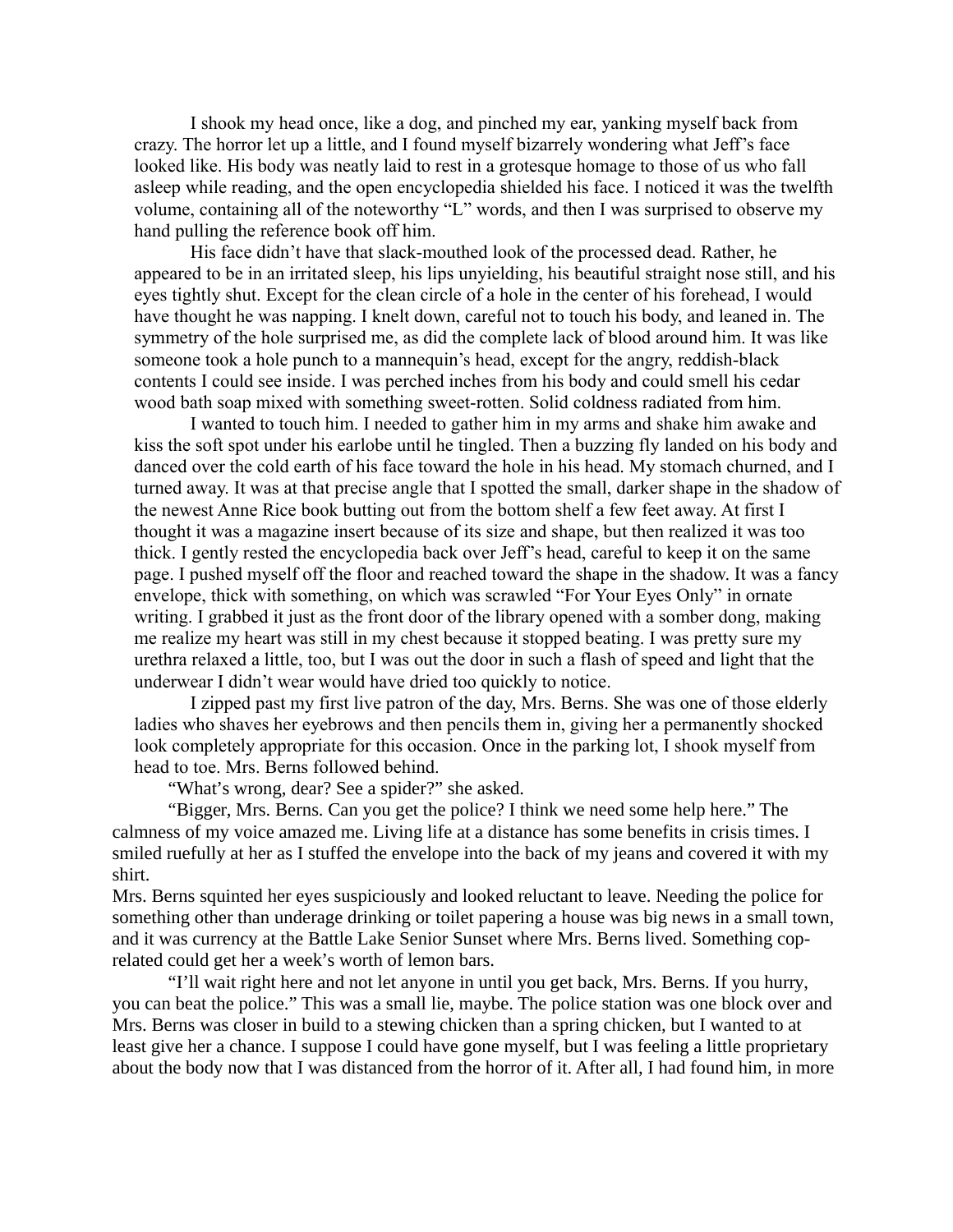I shook my head once, like a dog, and pinched my ear, yanking myself back from crazy. The horror let up a little, and I found myself bizarrely wondering what Jeff's face looked like. His body was neatly laid to rest in a grotesque homage to those of us who fall asleep while reading, and the open encyclopedia shielded his face. I noticed it was the twelfth volume, containing all of the noteworthy "L" words, and then I was surprised to observe my hand pulling the reference book off him.

His face didn't have that slack-mouthed look of the processed dead. Rather, he appeared to be in an irritated sleep, his lips unyielding, his beautiful straight nose still, and his eyes tightly shut. Except for the clean circle of a hole in the center of his forehead, I would have thought he was napping. I knelt down, careful not to touch his body, and leaned in. The symmetry of the hole surprised me, as did the complete lack of blood around him. It was like someone took a hole punch to a mannequin's head, except for the angry, reddish-black contents I could see inside. I was perched inches from his body and could smell his cedar wood bath soap mixed with something sweet-rotten. Solid coldness radiated from him.

I wanted to touch him. I needed to gather him in my arms and shake him awake and kiss the soft spot under his earlobe until he tingled. Then a buzzing fly landed on his body and danced over the cold earth of his face toward the hole in his head. My stomach churned, and I turned away. It was at that precise angle that I spotted the small, darker shape in the shadow of the newest Anne Rice book butting out from the bottom shelf a few feet away. At first I thought it was a magazine insert because of its size and shape, but then realized it was too thick. I gently rested the encyclopedia back over Jeff's head, careful to keep it on the same page. I pushed myself off the floor and reached toward the shape in the shadow. It was a fancy envelope, thick with something, on which was scrawled "For Your Eyes Only" in ornate writing. I grabbed it just as the front door of the library opened with a somber dong, making me realize my heart was still in my chest because it stopped beating. I was pretty sure my urethra relaxed a little, too, but I was out the door in such a flash of speed and light that the underwear I didn't wear would have dried too quickly to notice.

I zipped past my first live patron of the day, Mrs. Berns. She was one of those elderly ladies who shaves her eyebrows and then pencils them in, giving her a permanently shocked look completely appropriate for this occasion. Once in the parking lot, I shook myself from head to toe. Mrs. Berns followed behind.

"What's wrong, dear? See a spider?" she asked.

"Bigger, Mrs. Berns. Can you get the police? I think we need some help here." The calmness of my voice amazed me. Living life at a distance has some benefits in crisis times. I smiled ruefully at her as I stuffed the envelope into the back of my jeans and covered it with my shirt.

Mrs. Berns squinted her eyes suspiciously and looked reluctant to leave. Needing the police for something other than underage drinking or toilet papering a house was big news in a small town, and it was currency at the Battle Lake Senior Sunset where Mrs. Berns lived. Something cop-related could get her a week's worth of lemon bars.

"I'll wait right here and not let anyone in until you get back, Mrs. Berns. If you hurry, you can beat the police." This was a small lie, maybe. The police station was one block over and Mrs. Berns was closer in build to a stewing chicken than a spring chicken, but I wanted to at least give her a chance. I suppose I could have gone myself, but I was feeling a little proprietary about the body now that I was distanced from the horror of it. After all, I had found him, in more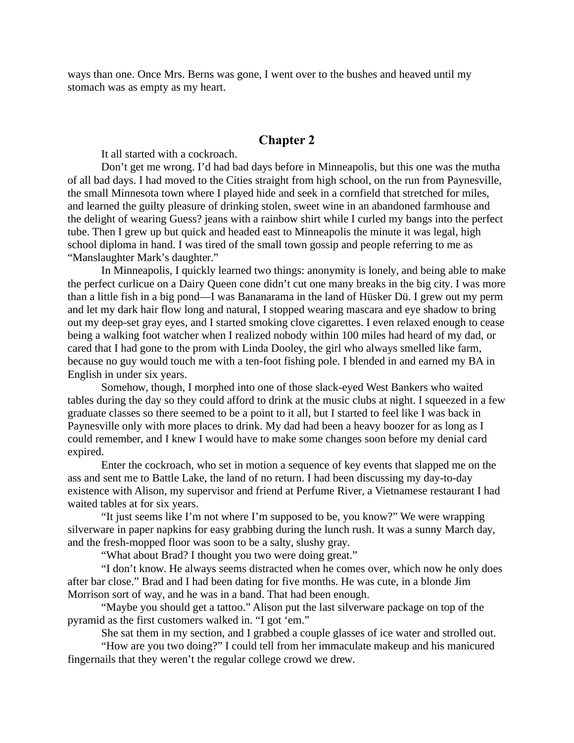ways than one. Once Mrs. Berns was gone, I went over to the bushes and heaved until my stomach was as empty as my heart.

## Chapter 2

It all started with a cockroach.

Don't get me wrong. I'd had bad days before in Minneapolis, but this one was the mutha of all bad days. I had moved to the Cities straight from high school, on the run from Paynesville, the small Minnesota town where I played hide and seek in a cornfield that stretched for miles, and learned the guilty pleasure of drinking stolen, sweet wine in an abandoned farmhouse and the delight of wearing Guess? jeans with a rainbow shirt while I curled my bangs into the perfect tube. Then I grew up but quick and headed east to Minneapolis the minute it was legal, high school diploma in hand. I was tired of the small town gossip and people referring to me as "Manslaughter Mark's daughter."

In Minneapolis, I quickly learned two things: anonymity is lonely, and being able to make the perfect curlicue on a Dairy Queen cone didn't cut one many breaks in the big city. I was more than a little fish in a big pond—I was Bananarama in the land of Hüsker Dü. I grew out my perm and let my dark hair flow long and natural, I stopped wearing mascara and eye shadow to bring out my deep-set gray eyes, and I started smoking clove cigarettes. I even relaxed enough to cease being a walking foot watcher when I realized nobody within 100 miles had heard of my dad, or cared that I had gone to the prom with Linda Dooley, the girl who always smelled like farm, because no guy would touch me with a ten-foot fishing pole. I blended in and earned my BA in English in under six years.

Somehow, though, I morphed into one of those slack-eyed West Bankers who waited tables during the day so they could afford to drink at the music clubs at night. I squeezed in a few graduate classes so there seemed to be a point to it all, but I started to feel like I was back in Paynesville only with more places to drink. My dad had been a heavy boozer for as long as I could remember, and I knew I would have to make some changes soon before my denial card expired.

Enter the cockroach, who set in motion a sequence of key events that slapped me on the ass and sent me to Battle Lake, the land of no return. I had been discussing my day-to-day existence with Alison, my supervisor and friend at Perfume River, a Vietnamese restaurant I had waited tables at for six years.

"It just seems like I'm not where I'm supposed to be, you know?" We were wrapping silverware in paper napkins for easy grabbing during the lunch rush. It was a sunny March day, and the fresh-mopped floor was soon to be a salty, slushy gray.

"What about Brad? I thought you two were doing great."

"I don't know. He always seems distracted when he comes over, which now he only does after bar close." Brad and I had been dating for five months. He was cute, in a blonde Jim Morrison sort of way, and he was in a band. That had been enough.

"Maybe you should get a tattoo." Alison put the last silverware package on top of the pyramid as the first customers walked in. "I got 'em."

She sat them in my section, and I grabbed a couple glasses of ice water and strolled out.

"How are you two doing?" I could tell from her immaculate makeup and his manicured fingernails that they weren't the regular college crowd we drew.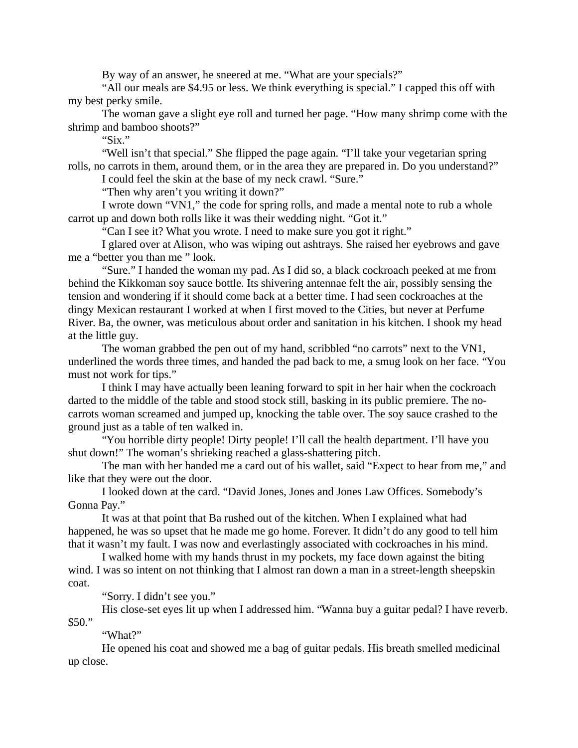By way of an answer, he sneered at me. "What are your specials?"

"All our meals are $4.95 or less. We think everything is special." I capped this off with my best perky smile.

The woman gave a slight eye roll and turned her page. "How many shrimp come with the shrimp and bamboo shoots?"

"Six."

"Well isn't that special." She flipped the page again. "I'll take your vegetarian spring rolls, no carrots in them, around them, or in the area they are prepared in. Do you understand?"

I could feel the skin at the base of my neck crawl. "Sure."

"Then why aren't you writing it down?"

I wrote down "VN1," the code for spring rolls, and made a mental note to rub a whole carrot up and down both rolls like it was their wedding night. "Got it."

"Can I see it? What you wrote. I need to make sure you got it right."

I glared over at Alison, who was wiping out ashtrays. She raised her eyebrows and gave me a "better you than me " look.

"Sure." I handed the woman my pad. As I did so, a black cockroach peeked at me from behind the Kikkoman soy sauce bottle. Its shivering antennae felt the air, possibly sensing the tension and wondering if it should come back at a better time. I had seen cockroaches at the dingy Mexican restaurant I worked at when I first moved to the Cities, but never at Perfume River. Ba, the owner, was meticulous about order and sanitation in his kitchen. I shook my head at the little guy.

The woman grabbed the pen out of my hand, scribbled "no carrots" next to the VN1, underlined the words three times, and handed the pad back to me, a smug look on her face. "You must not work for tips."

I think I may have actually been leaning forward to spit in her hair when the cockroach darted to the middle of the table and stood stock still, basking in its public premiere. The no-carrots woman screamed and jumped up, knocking the table over. The soy sauce crashed to the ground just as a table of ten walked in.

"You horrible dirty people! Dirty people! I'll call the health department. I'll have you shut down!" The woman's shrieking reached a glass-shattering pitch.

The man with her handed me a card out of his wallet, said "Expect to hear from me," and like that they were out the door.

I looked down at the card. "David Jones, Jones and Jones Law Offices. Somebody's Gonna Pay."

It was at that point that Ba rushed out of the kitchen. When I explained what had happened, he was so upset that he made me go home. Forever. It didn't do any good to tell him that it wasn't my fault. I was now and everlastingly associated with cockroaches in his mind.

I walked home with my hands thrust in my pockets, my face down against the biting wind. I was so intent on not thinking that I almost ran down a man in a street-length sheepskin coat.

"Sorry. I didn't see you."

His close-set eyes lit up when I addressed him. "Wanna buy a guitar pedal? I have reverb. $50."

"What?"

He opened his coat and showed me a bag of guitar pedals. His breath smelled medicinal up close.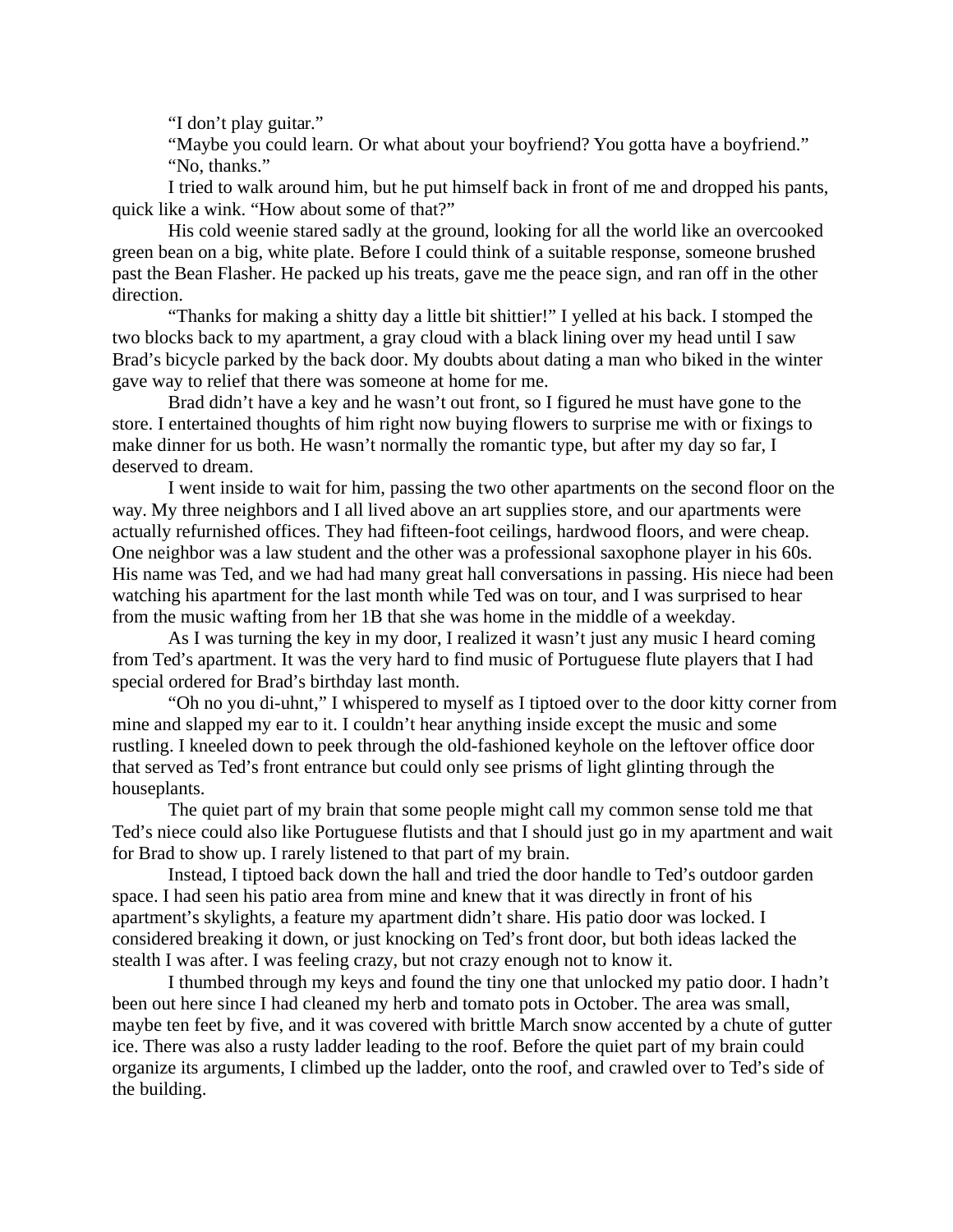"I don't play guitar."

"Maybe you could learn. Or what about your boyfriend? You gotta have a boyfriend."

"No, thanks."

I tried to walk around him, but he put himself back in front of me and dropped his pants, quick like a wink. "How about some of that?"

His cold weenie stared sadly at the ground, looking for all the world like an overcooked green bean on a big, white plate. Before I could think of a suitable response, someone brushed past the Bean Flasher. He packed up his treats, gave me the peace sign, and ran off in the other direction.

"Thanks for making a shitty day a little bit shittier!" I yelled at his back. I stomped the two blocks back to my apartment, a gray cloud with a black lining over my head until I saw Brad's bicycle parked by the back door. My doubts about dating a man who biked in the winter gave way to relief that there was someone at home for me.

Brad didn't have a key and he wasn't out front, so I figured he must have gone to the store. I entertained thoughts of him right now buying flowers to surprise me with or fixings to make dinner for us both. He wasn't normally the romantic type, but after my day so far, I deserved to dream.

I went inside to wait for him, passing the two other apartments on the second floor on the way. My three neighbors and I all lived above an art supplies store, and our apartments were actually refurnished offices. They had fifteen-foot ceilings, hardwood floors, and were cheap. One neighbor was a law student and the other was a professional saxophone player in his 60s. His name was Ted, and we had had many great hall conversations in passing. His niece had been watching his apartment for the last month while Ted was on tour, and I was surprised to hear from the music wafting from her 1B that she was home in the middle of a weekday.

As I was turning the key in my door, I realized it wasn't just any music I heard coming from Ted's apartment. It was the very hard to find music of Portuguese flute players that I had special ordered for Brad's birthday last month.

"Oh no you di-uhnt," I whispered to myself as I tiptoed over to the door kitty corner from mine and slapped my ear to it. I couldn't hear anything inside except the music and some rustling. I kneeled down to peek through the old-fashioned keyhole on the leftover office door that served as Ted's front entrance but could only see prisms of light glinting through the houseplants.

The quiet part of my brain that some people might call my common sense told me that Ted's niece could also like Portuguese flutists and that I should just go in my apartment and wait for Brad to show up. I rarely listened to that part of my brain.

Instead, I tiptoed back down the hall and tried the door handle to Ted's outdoor garden space. I had seen his patio area from mine and knew that it was directly in front of his apartment's skylights, a feature my apartment didn't share. His patio door was locked. I considered breaking it down, or just knocking on Ted's front door, but both ideas lacked the stealth I was after. I was feeling crazy, but not crazy enough not to know it.

I thumbed through my keys and found the tiny one that unlocked my patio door. I hadn't been out here since I had cleaned my herb and tomato pots in October. The area was small, maybe ten feet by five, and it was covered with brittle March snow accented by a chute of gutter ice. There was also a rusty ladder leading to the roof. Before the quiet part of my brain could organize its arguments, I climbed up the ladder, onto the roof, and crawled over to Ted's side of the building.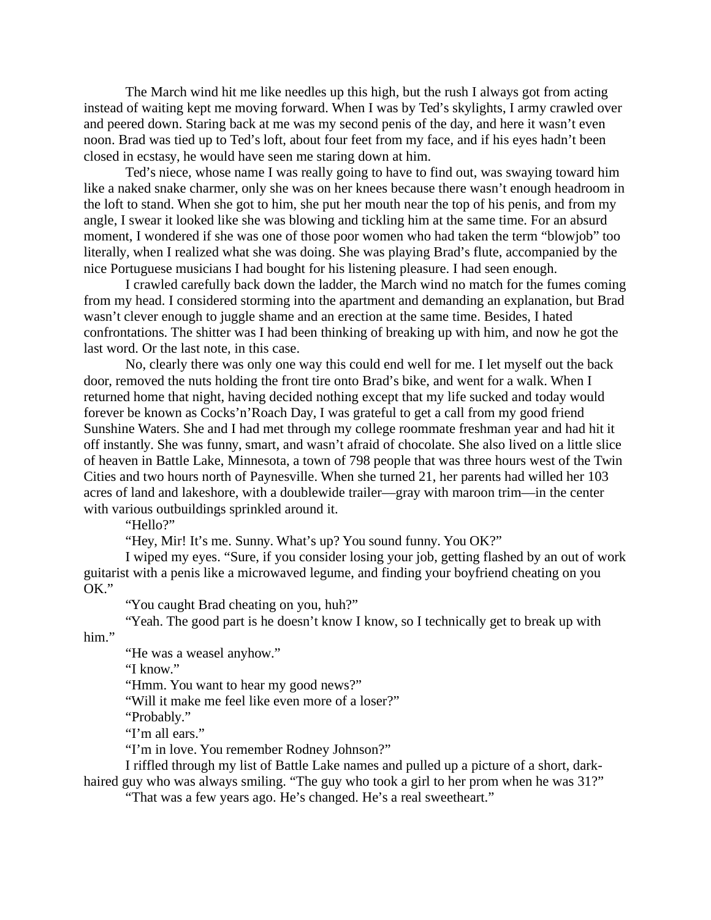The March wind hit me like needles up this high, but the rush I always got from acting instead of waiting kept me moving forward. When I was by Ted's skylights, I army crawled over and peered down. Staring back at me was my second penis of the day, and here it wasn't even noon. Brad was tied up to Ted's loft, about four feet from my face, and if his eyes hadn't been closed in ecstasy, he would have seen me staring down at him.

Ted's niece, whose name I was really going to have to find out, was swaying toward him like a naked snake charmer, only she was on her knees because there wasn't enough headroom in the loft to stand. When she got to him, she put her mouth near the top of his penis, and from my angle, I swear it looked like she was blowing and tickling him at the same time. For an absurd moment, I wondered if she was one of those poor women who had taken the term "blowjob" too literally, when I realized what she was doing. She was playing Brad's flute, accompanied by the nice Portuguese musicians I had bought for his listening pleasure. I had seen enough.

I crawled carefully back down the ladder, the March wind no match for the fumes coming from my head. I considered storming into the apartment and demanding an explanation, but Brad wasn't clever enough to juggle shame and an erection at the same time. Besides, I hated confrontations. The shitter was I had been thinking of breaking up with him, and now he got the last word. Or the last note, in this case.

No, clearly there was only one way this could end well for me. I let myself out the back door, removed the nuts holding the front tire onto Brad's bike, and went for a walk. When I returned home that night, having decided nothing except that my life sucked and today would forever be known as Cocks'n'Roach Day, I was grateful to get a call from my good friend Sunshine Waters. She and I had met through my college roommate freshman year and had hit it off instantly. She was funny, smart, and wasn't afraid of chocolate. She also lived on a little slice of heaven in Battle Lake, Minnesota, a town of 798 people that was three hours west of the Twin Cities and two hours north of Paynesville. When she turned 21, her parents had willed her 103 acres of land and lakeshore, with a doublewide trailer—gray with maroon trim—in the center with various outbuildings sprinkled around it.

"Hello?"

"Hey, Mir! It's me. Sunny. What's up? You sound funny. You OK?"

I wiped my eyes. "Sure, if you consider losing your job, getting flashed by an out of work guitarist with a penis like a microwaved legume, and finding your boyfriend cheating on you OK."

"You caught Brad cheating on you, huh?"

"Yeah. The good part is he doesn't know I know, so I technically get to break up with him."

"He was a weasel anyhow."

"I know."

"Hmm. You want to hear my good news?"

"Will it make me feel like even more of a loser?"

"Probably."

"I'm all ears."

"I'm in love. You remember Rodney Johnson?"

I riffled through my list of Battle Lake names and pulled up a picture of a short, dark-haired guy who was always smiling. "The guy who took a girl to her prom when he was 31?"

"That was a few years ago. He's changed. He's a real sweetheart."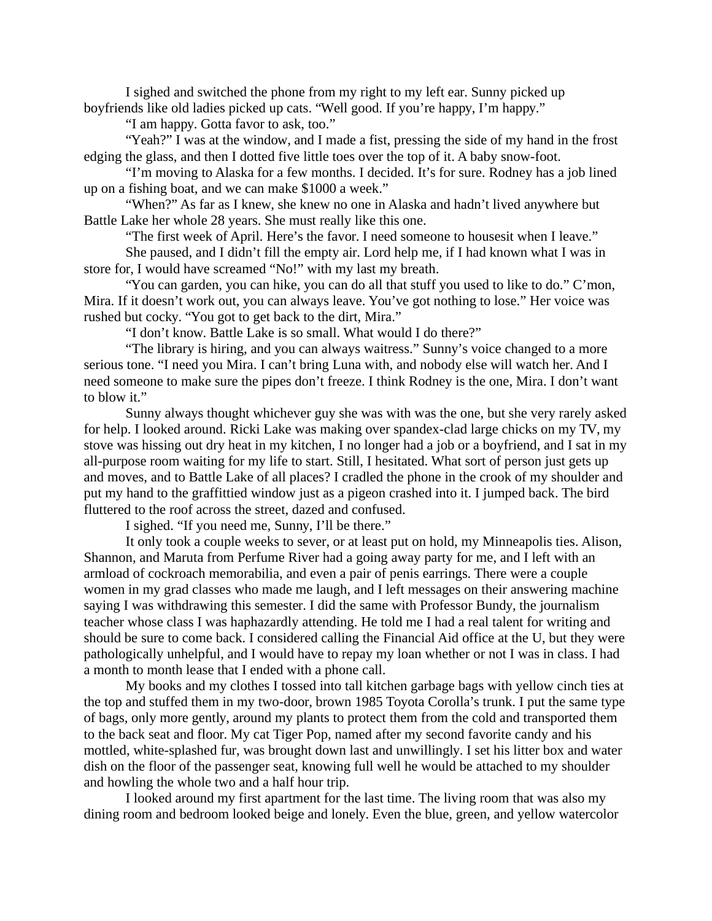I sighed and switched the phone from my right to my left ear. Sunny picked up boyfriends like old ladies picked up cats. "Well good. If you're happy, I'm happy."

"I am happy. Gotta favor to ask, too."

"Yeah?" I was at the window, and I made a fist, pressing the side of my hand in the frost edging the glass, and then I dotted five little toes over the top of it. A baby snow-foot.

"I'm moving to Alaska for a few months. I decided. It's for sure. Rodney has a job lined up on a fishing boat, and we can make $1000 a week."

"When?" As far as I knew, she knew no one in Alaska and hadn't lived anywhere but Battle Lake her whole 28 years. She must really like this one.

"The first week of April. Here's the favor. I need someone to housesit when I leave."

She paused, and I didn't fill the empty air. Lord help me, if I had known what I was in store for, I would have screamed "No!" with my last my breath.

"You can garden, you can hike, you can do all that stuff you used to like to do." C'mon, Mira. If it doesn't work out, you can always leave. You've got nothing to lose." Her voice was rushed but cocky. "You got to get back to the dirt, Mira."

"I don't know. Battle Lake is so small. What would I do there?"

"The library is hiring, and you can always waitress." Sunny's voice changed to a more serious tone. "I need you Mira. I can't bring Luna with, and nobody else will watch her. And I need someone to make sure the pipes don't freeze. I think Rodney is the one, Mira. I don't want to blow it."

Sunny always thought whichever guy she was with was the one, but she very rarely asked for help. I looked around. Ricki Lake was making over spandex-clad large chicks on my TV, my stove was hissing out dry heat in my kitchen, I no longer had a job or a boyfriend, and I sat in my all-purpose room waiting for my life to start. Still, I hesitated. What sort of person just gets up and moves, and to Battle Lake of all places? I cradled the phone in the crook of my shoulder and put my hand to the graffittied window just as a pigeon crashed into it. I jumped back. The bird fluttered to the roof across the street, dazed and confused.

I sighed. "If you need me, Sunny, I'll be there."

It only took a couple weeks to sever, or at least put on hold, my Minneapolis ties. Alison, Shannon, and Maruta from Perfume River had a going away party for me, and I left with an armload of cockroach memorabilia, and even a pair of penis earrings. There were a couple women in my grad classes who made me laugh, and I left messages on their answering machine saying I was withdrawing this semester. I did the same with Professor Bundy, the journalism teacher whose class I was haphazardly attending. He told me I had a real talent for writing and should be sure to come back. I considered calling the Financial Aid office at the U, but they were pathologically unhelpful, and I would have to repay my loan whether or not I was in class. I had a month to month lease that I ended with a phone call.

My books and my clothes I tossed into tall kitchen garbage bags with yellow cinch ties at the top and stuffed them in my two-door, brown 1985 Toyota Corolla's trunk. I put the same type of bags, only more gently, around my plants to protect them from the cold and transported them to the back seat and floor. My cat Tiger Pop, named after my second favorite candy and his mottled, white-splashed fur, was brought down last and unwillingly. I set his litter box and water dish on the floor of the passenger seat, knowing full well he would be attached to my shoulder and howling the whole two and a half hour trip.

I looked around my first apartment for the last time. The living room that was also my dining room and bedroom looked beige and lonely. Even the blue, green, and yellow watercolor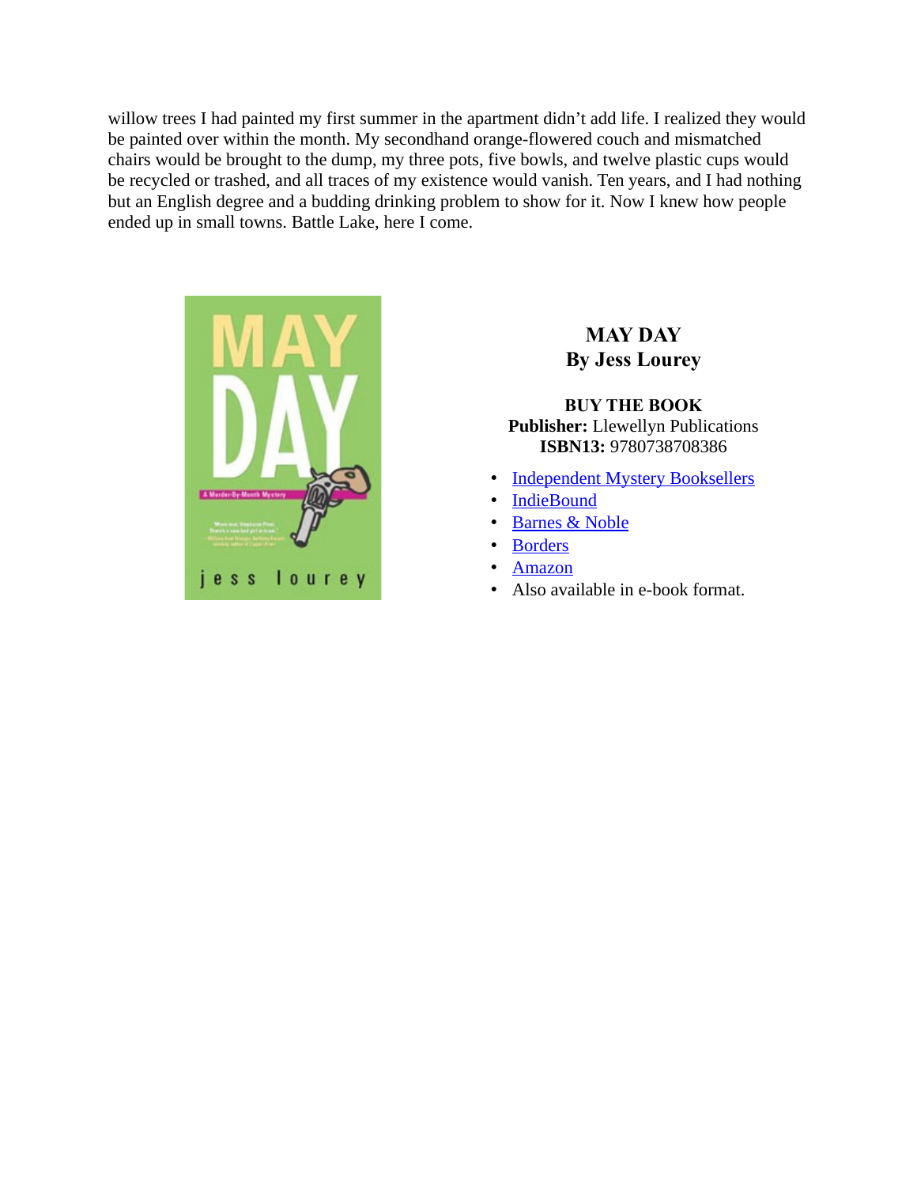willow trees I had painted my first summer in the apartment didn't add life. I realized they would be painted over within the month. My secondhand orange-flowered couch and mismatched chairs would be brought to the dump, my three pots, five bowls, and twelve plastic cups would be recycled or trashed, and all traces of my existence would vanish. Ten years, and I had nothing but an English degree and a budding drinking problem to show for it. Now I knew how people ended up in small towns. Battle Lake, here I come.

**MAY DAY**
**By Jess Lourey**

**BUY THE BOOK**
**Publisher:** Llewellyn Publications
**ISBN13:** 9780738708386

- Independent Mystery Booksellers
- IndieBound
- Barnes & Noble
- Borders
- Amazon
- Also available in e-book format.